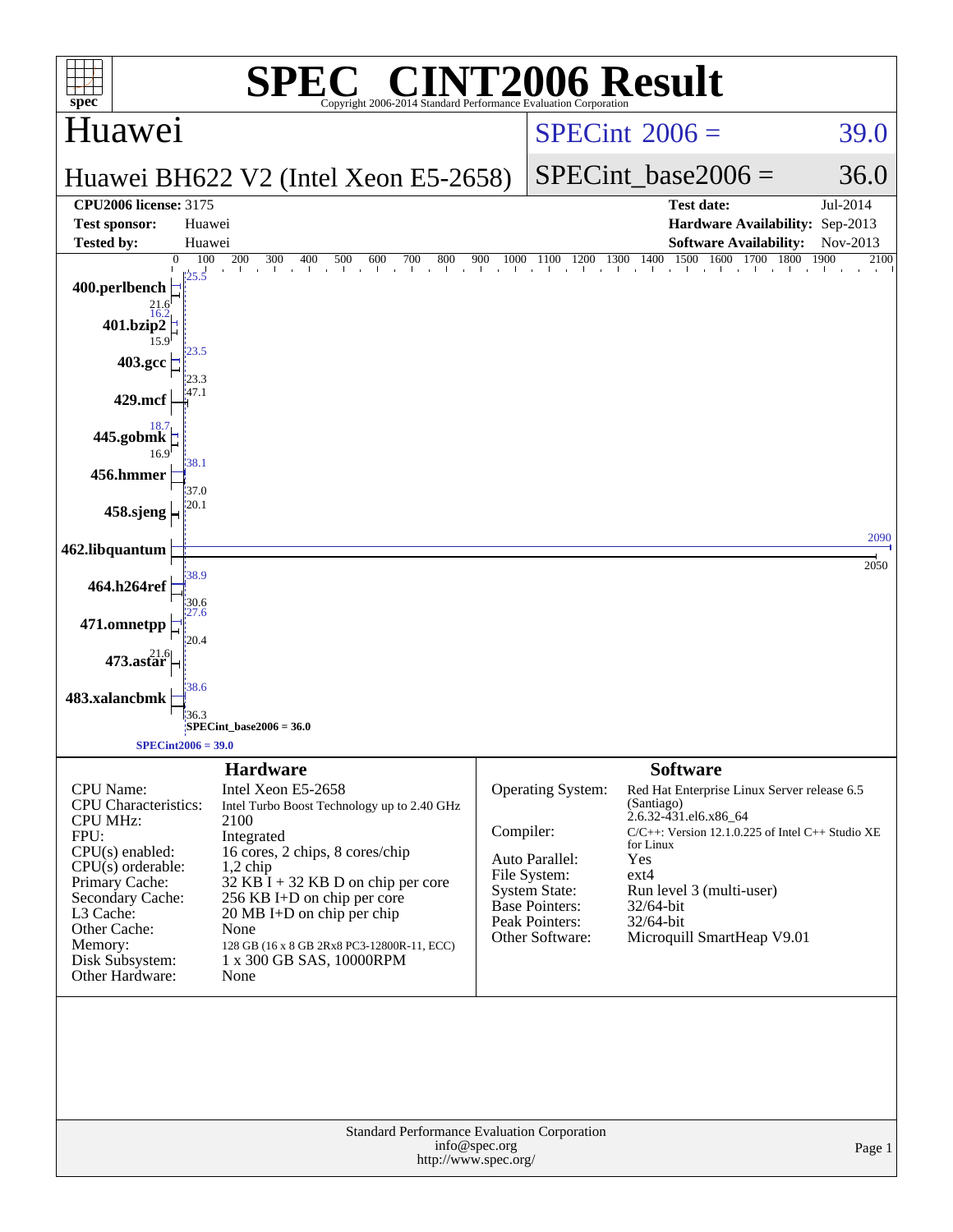# SPEC® CINT2006 Result

Copyright 2006-2014 Standard Performance Evaluation Corporation

## Huawei

**Huawei BH622 V2 (Intel Xeon E5-2658)**

SPECint 2006 = 39.0

SPECint_base2006 = 36.0

| | | | |
|---|---|---|---|
| **CPU2006 license:** 3175 | | **Test date:** | Jul-2014 |
| **Test sponsor:** | Huawei | **Hardware Availability:** | Sep-2013 |
| **Tested by:** | Huawei | **Software Availability:** | Nov-2013 |

| Benchmark | Peak | Base |
|---|---|---|
| 400.perlbench | 25.5 | 21.6 |
| 401.bzip2 | 16.2 | 15.9 |
| 403.gcc | 23.5 | 23.3 |
| 429.mcf | 47.1 | |
| 445.gobmk | 18.7 | 16.9 |
| 456.hmmer | 38.1 | 37.0 |
| 458.sjeng | 20.1 | |
| 462.libquantum | 2090 | 2050 |
| 464.h264ref | 38.9 | 30.6 |
| 471.omnetpp | 27.6 | 20.4 |
| 473.astar | 21.6 | |
| 483.xalancbmk | 38.6 | 36.3 |

SPECint_base2006 = 36.0

SPECint2006 = 39.0

## Hardware

| | |
|---|---|
| CPU Name: | Intel Xeon E5-2658 |
| CPU Characteristics: | Intel Turbo Boost Technology up to 2.40 GHz |
| CPU MHz: | 2100 |
| FPU: | Integrated |
| CPU(s) enabled: | 16 cores, 2 chips, 8 cores/chip |
| CPU(s) orderable: | 1,2 chip |
| Primary Cache: | 32 KB I + 32 KB D on chip per core |
| Secondary Cache: | 256 KB I+D on chip per core |
| L3 Cache: | 20 MB I+D on chip per chip |
| Other Cache: | None |
| Memory: | 128 GB (16 x 8 GB 2Rx8 PC3-12800R-11, ECC) |
| Disk Subsystem: | 1 x 300 GB SAS, 10000RPM |
| Other Hardware: | None |

## Software

| | |
|---|---|
| Operating System: | Red Hat Enterprise Linux Server release 6.5 (Santiago) 2.6.32-431.el6.x86_64 |
| Compiler: | C/C++: Version 12.1.0.225 of Intel C++ Studio XE for Linux |
| Auto Parallel: | Yes |
| File System: | ext4 |
| System State: | Run level 3 (multi-user) |
| Base Pointers: | 32/64-bit |
| Peak Pointers: | 32/64-bit |
| Other Software: | Microquill SmartHeap V9.01 |

Standard Performance Evaluation Corporation
info@spec.org
http://www.spec.org/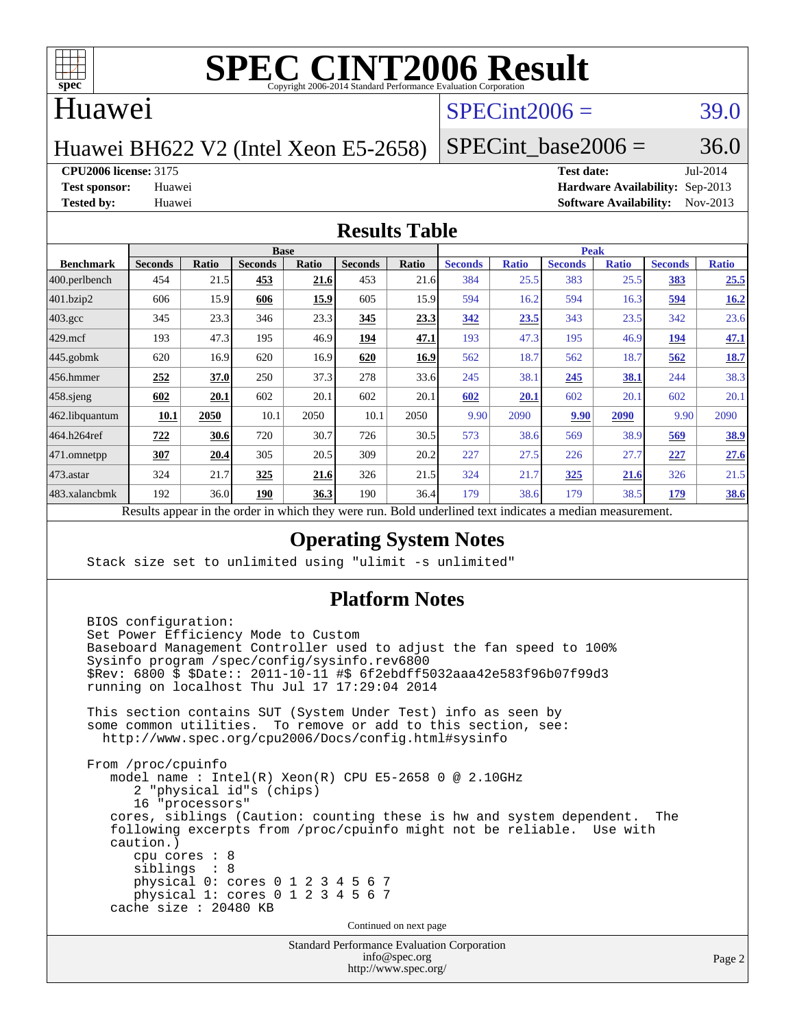# SPEC CINT2006 Result

Copyright 2006-2014 Standard Performance Evaluation Corporation

## Huawei

Huawei BH622 V2 (Intel Xeon E5-2658)

SPECint2006 = 39.0

SPECint_base2006 = 36.0

**CPU2006 license:** 3175
**Test sponsor:** Huawei
**Tested by:** Huawei

**Test date:** Jul-2014
**Hardware Availability:** Sep-2013
**Software Availability:** Nov-2013

## Results Table

| Benchmark | Base | | | | | | Peak | | | | | |
|---|---|---|---|---|---|---|---|---|---|---|---|---|
| | Seconds | Ratio | Seconds | Ratio | Seconds | Ratio | Seconds | Ratio | Seconds | Ratio | Seconds | Ratio |
| 400.perlbench | 454 | 21.5 | **453** | **21.6** | 453 | 21.6 | 384 | 25.5 | 383 | 25.5 | **383** | **25.5** |
| 401.bzip2 | 606 | 15.9 | **606** | **15.9** | 605 | 15.9 | 594 | 16.2 | 594 | 16.3 | **594** | **16.2** |
| 403.gcc | 345 | 23.3 | 346 | 23.3 | **345** | **23.3** | **342** | **23.5** | 343 | 23.5 | 342 | 23.6 |
| 429.mcf | 193 | 47.3 | 195 | 46.9 | **194** | **47.1** | 193 | 47.3 | 195 | 46.9 | **194** | **47.1** |
| 445.gobmk | 620 | 16.9 | 620 | 16.9 | **620** | **16.9** | 562 | 18.7 | 562 | 18.7 | **562** | **18.7** |
| 456.hmmer | **252** | **37.0** | 250 | 37.3 | 278 | 33.6 | 245 | 38.1 | **245** | **38.1** | 244 | 38.3 |
| 458.sjeng | **602** | **20.1** | 602 | 20.1 | 602 | 20.1 | **602** | **20.1** | 602 | 20.1 | 602 | 20.1 |
| 462.libquantum | **10.1** | **2050** | 10.1 | 2050 | 10.1 | 2050 | 9.90 | 2090 | **9.90** | **2090** | 9.90 | 2090 |
| 464.h264ref | **722** | **30.6** | 720 | 30.7 | 726 | 30.5 | 573 | 38.6 | 569 | 38.9 | **569** | **38.9** |
| 471.omnetpp | **307** | **20.4** | 305 | 20.5 | 309 | 20.2 | 227 | 27.5 | 226 | 27.7 | **227** | **27.6** |
| 473.astar | 324 | 21.7 | **325** | **21.6** | 326 | 21.5 | 324 | 21.7 | **325** | **21.6** | 326 | 21.5 |
| 483.xalancbmk | 192 | 36.0 | **190** | **36.3** | 190 | 36.4 | 179 | 38.6 | 179 | 38.5 | **179** | **38.6** |

Results appear in the order in which they were run. Bold underlined text indicates a median measurement.

## Operating System Notes

```
Stack size set to unlimited using "ulimit -s unlimited"
```

## Platform Notes

```
BIOS configuration:
Set Power Efficiency Mode to Custom
Baseboard Management Controller used to adjust the fan speed to 100%
Sysinfo program /spec/config/sysinfo.rev6800
$Rev: 6800 $ $Date:: 2011-10-11 #$ 6f2ebdff5032aaa42e583f96b07f99d3
running on localhost Thu Jul 17 17:29:04 2014

This section contains SUT (System Under Test) info as seen by
some common utilities.  To remove or add to this section, see:
  http://www.spec.org/cpu2006/Docs/config.html#sysinfo

From /proc/cpuinfo
   model name : Intel(R) Xeon(R) CPU E5-2658 0 @ 2.10GHz
      2 "physical id"s (chips)
      16 "processors"
   cores, siblings (Caution: counting these is hw and system dependent.  The
   following excerpts from /proc/cpuinfo might not be reliable.  Use with
   caution.)
      cpu cores : 8
      siblings  : 8
      physical 0: cores 0 1 2 3 4 5 6 7
      physical 1: cores 0 1 2 3 4 5 6 7
   cache size : 20480 KB
```

Continued on next page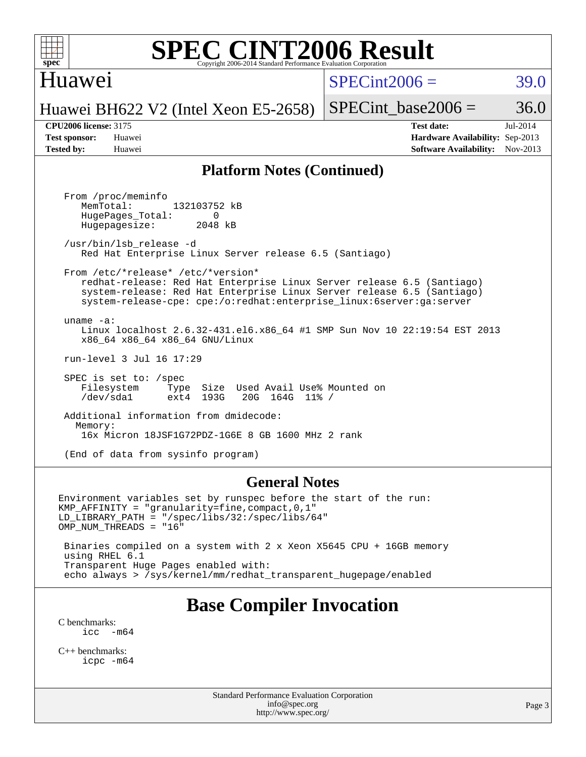# SPEC CINT2006 Result

Copyright 2006-2014 Standard Performance Evaluation Corporation

## Huawei

Huawei BH622 V2 (Intel Xeon E5-2658)

SPECint2006 = 39.0

SPECint_base2006 = 36.0

**CPU2006 license:** 3175
**Test sponsor:** Huawei
**Tested by:** Huawei

**Test date:** Jul-2014
**Hardware Availability:** Sep-2013
**Software Availability:** Nov-2013

## Platform Notes (Continued)

```
From /proc/meminfo
   MemTotal:       132103752 kB
   HugePages_Total:       0
   Hugepagesize:       2048 kB

/usr/bin/lsb_release -d
   Red Hat Enterprise Linux Server release 6.5 (Santiago)

From /etc/*release* /etc/*version*
   redhat-release: Red Hat Enterprise Linux Server release 6.5 (Santiago)
   system-release: Red Hat Enterprise Linux Server release 6.5 (Santiago)
   system-release-cpe: cpe:/o:redhat:enterprise_linux:6server:ga:server

uname -a:
   Linux localhost 2.6.32-431.el6.x86_64 #1 SMP Sun Nov 10 22:19:54 EST 2013
   x86_64 x86_64 x86_64 GNU/Linux

run-level 3 Jul 16 17:29

SPEC is set to: /spec
   Filesystem     Type  Size  Used Avail Use% Mounted on
   /dev/sda1      ext4  193G   20G  164G  11% /

Additional information from dmidecode:
  Memory:
   16x Micron 18JSF1G72PDZ-1G6E 8 GB 1600 MHz 2 rank

(End of data from sysinfo program)
```

## General Notes

```
Environment variables set by runspec before the start of the run:
KMP_AFFINITY = "granularity=fine,compact,0,1"
LD_LIBRARY_PATH = "/spec/libs/32:/spec/libs/64"
OMP_NUM_THREADS = "16"

 Binaries compiled on a system with 2 x Xeon X5645 CPU + 16GB memory
 using RHEL 6.1
 Transparent Huge Pages enabled with:
 echo always > /sys/kernel/mm/redhat_transparent_hugepage/enabled
```

## Base Compiler Invocation

C benchmarks:
  icc -m64

C++ benchmarks:
  icpc -m64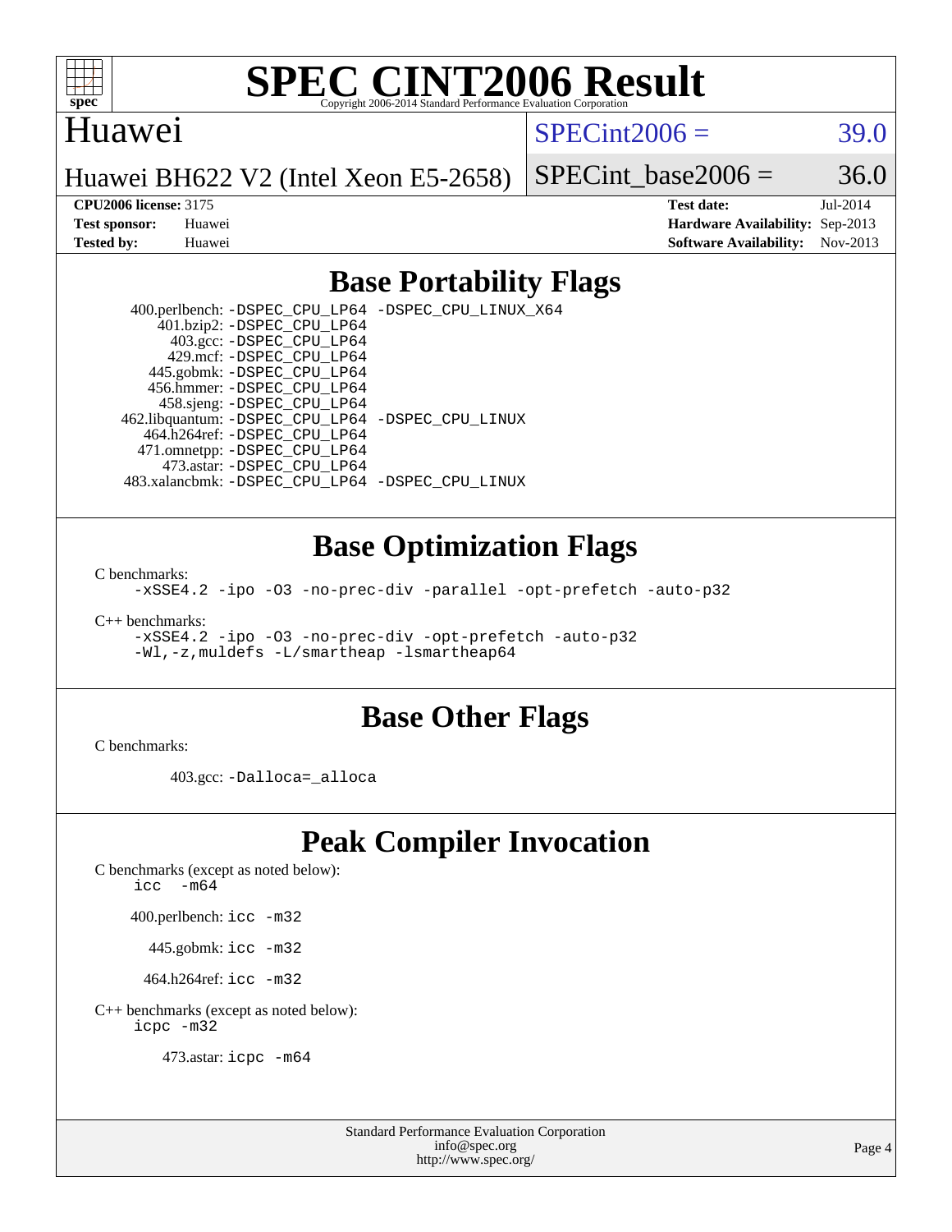# SPEC CINT2006 Result

Copyright 2006-2014 Standard Performance Evaluation Corporation

## Huawei

Huawei BH622 V2 (Intel Xeon E5-2658)

SPECint2006 = 39.0

SPECint_base2006 = 36.0

**CPU2006 license:** 3175
**Test sponsor:** Huawei
**Tested by:** Huawei

**Test date:** Jul-2014
**Hardware Availability:** Sep-2013
**Software Availability:** Nov-2013

## Base Portability Flags

400.perlbench: `-DSPEC_CPU_LP64 -DSPEC_CPU_LINUX_X64`
401.bzip2: `-DSPEC_CPU_LP64`
403.gcc: `-DSPEC_CPU_LP64`
429.mcf: `-DSPEC_CPU_LP64`
445.gobmk: `-DSPEC_CPU_LP64`
456.hmmer: `-DSPEC_CPU_LP64`
458.sjeng: `-DSPEC_CPU_LP64`
462.libquantum: `-DSPEC_CPU_LP64 -DSPEC_CPU_LINUX`
464.h264ref: `-DSPEC_CPU_LP64`
471.omnetpp: `-DSPEC_CPU_LP64`
473.astar: `-DSPEC_CPU_LP64`
483.xalancbmk: `-DSPEC_CPU_LP64 -DSPEC_CPU_LINUX`

## Base Optimization Flags

C benchmarks:
`-xSSE4.2 -ipo -O3 -no-prec-div -parallel -opt-prefetch -auto-p32`

C++ benchmarks:
`-xSSE4.2 -ipo -O3 -no-prec-div -opt-prefetch -auto-p32`
`-Wl,-z,muldefs -L/smartheap -lsmartheap64`

## Base Other Flags

C benchmarks:

403.gcc: `-Dalloca=_alloca`

## Peak Compiler Invocation

C benchmarks (except as noted below):
`icc -m64`

400.perlbench: `icc -m32`

445.gobmk: `icc -m32`

464.h264ref: `icc -m32`

C++ benchmarks (except as noted below):
`icpc -m32`

473.astar: `icpc -m64`

Standard Performance Evaluation Corporation
info@spec.org
http://www.spec.org/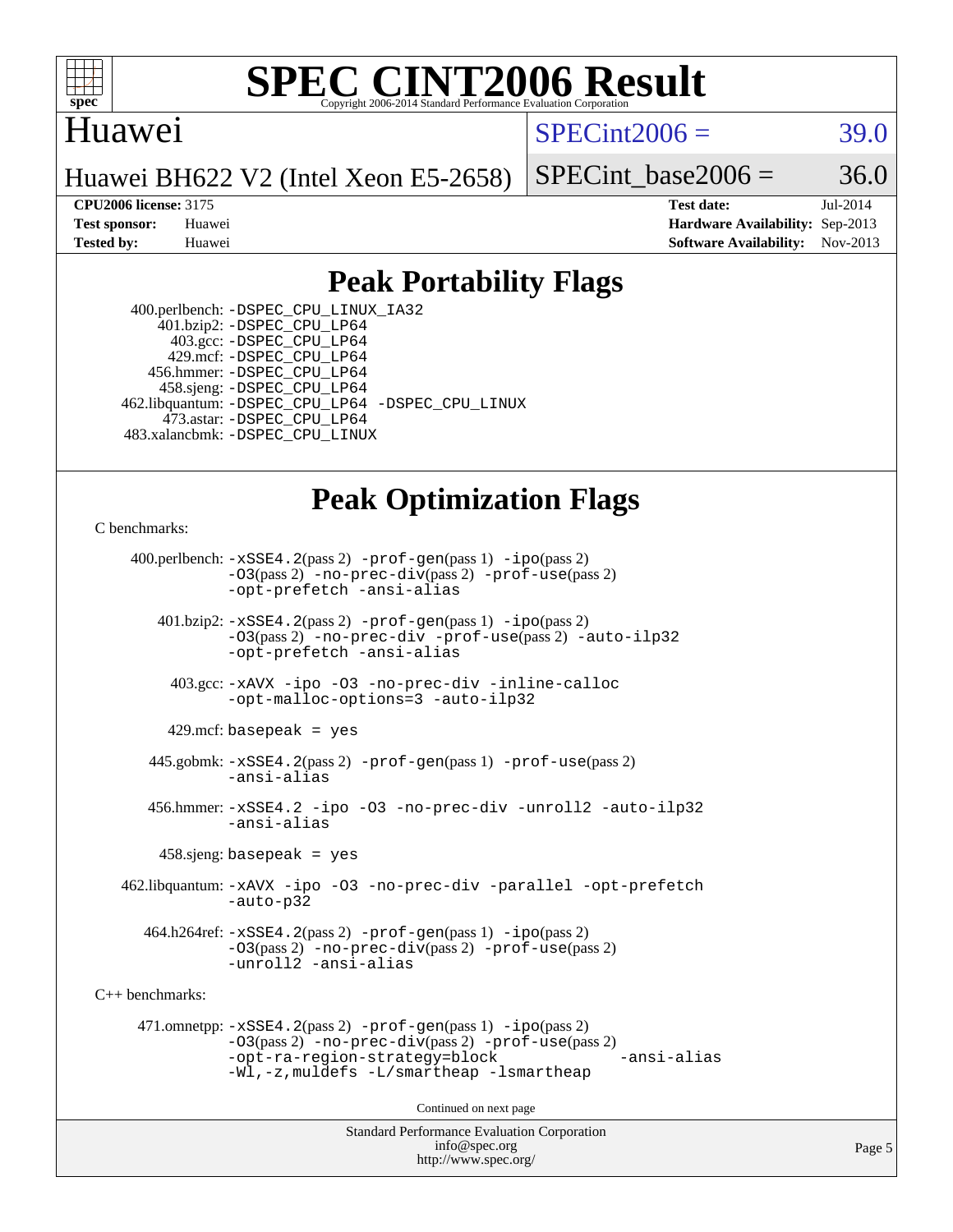# SPEC CINT2006 Result

Huawei

Huawei BH622 V2 (Intel Xeon E5-2658)

SPECint2006 = 39.0

SPECint_base2006 = 36.0

**CPU2006 license:** 3175
**Test sponsor:** Huawei
**Tested by:** Huawei

**Test date:** Jul-2014
**Hardware Availability:** Sep-2013
**Software Availability:** Nov-2013

## Peak Portability Flags

400.perlbench: -DSPEC_CPU_LINUX_IA32
401.bzip2: -DSPEC_CPU_LP64
403.gcc: -DSPEC_CPU_LP64
429.mcf: -DSPEC_CPU_LP64
456.hmmer: -DSPEC_CPU_LP64
458.sjeng: -DSPEC_CPU_LP64
462.libquantum: -DSPEC_CPU_LP64 -DSPEC_CPU_LINUX
473.astar: -DSPEC_CPU_LP64
483.xalancbmk: -DSPEC_CPU_LINUX

## Peak Optimization Flags

C benchmarks:

400.perlbench: -xSSE4.2(pass 2) -prof-gen(pass 1) -ipo(pass 2) -O3(pass 2) -no-prec-div(pass 2) -prof-use(pass 2) -opt-prefetch -ansi-alias

401.bzip2: -xSSE4.2(pass 2) -prof-gen(pass 1) -ipo(pass 2) -O3(pass 2) -no-prec-div -prof-use(pass 2) -auto-ilp32 -opt-prefetch -ansi-alias

403.gcc: -xAVX -ipo -O3 -no-prec-div -inline-calloc -opt-malloc-options=3 -auto-ilp32

429.mcf: basepeak = yes

445.gobmk: -xSSE4.2(pass 2) -prof-gen(pass 1) -prof-use(pass 2) -ansi-alias

456.hmmer: -xSSE4.2 -ipo -O3 -no-prec-div -unroll2 -auto-ilp32 -ansi-alias

458.sjeng: basepeak = yes

462.libquantum: -xAVX -ipo -O3 -no-prec-div -parallel -opt-prefetch -auto-p32

464.h264ref: -xSSE4.2(pass 2) -prof-gen(pass 1) -ipo(pass 2) -O3(pass 2) -no-prec-div(pass 2) -prof-use(pass 2) -unroll2 -ansi-alias

C++ benchmarks:

471.omnetpp: -xSSE4.2(pass 2) -prof-gen(pass 1) -ipo(pass 2) -O3(pass 2) -no-prec-div(pass 2) -prof-use(pass 2) -opt-ra-region-strategy=block -ansi-alias -Wl,-z,muldefs -L/smartheap -lsmartheap

Continued on next page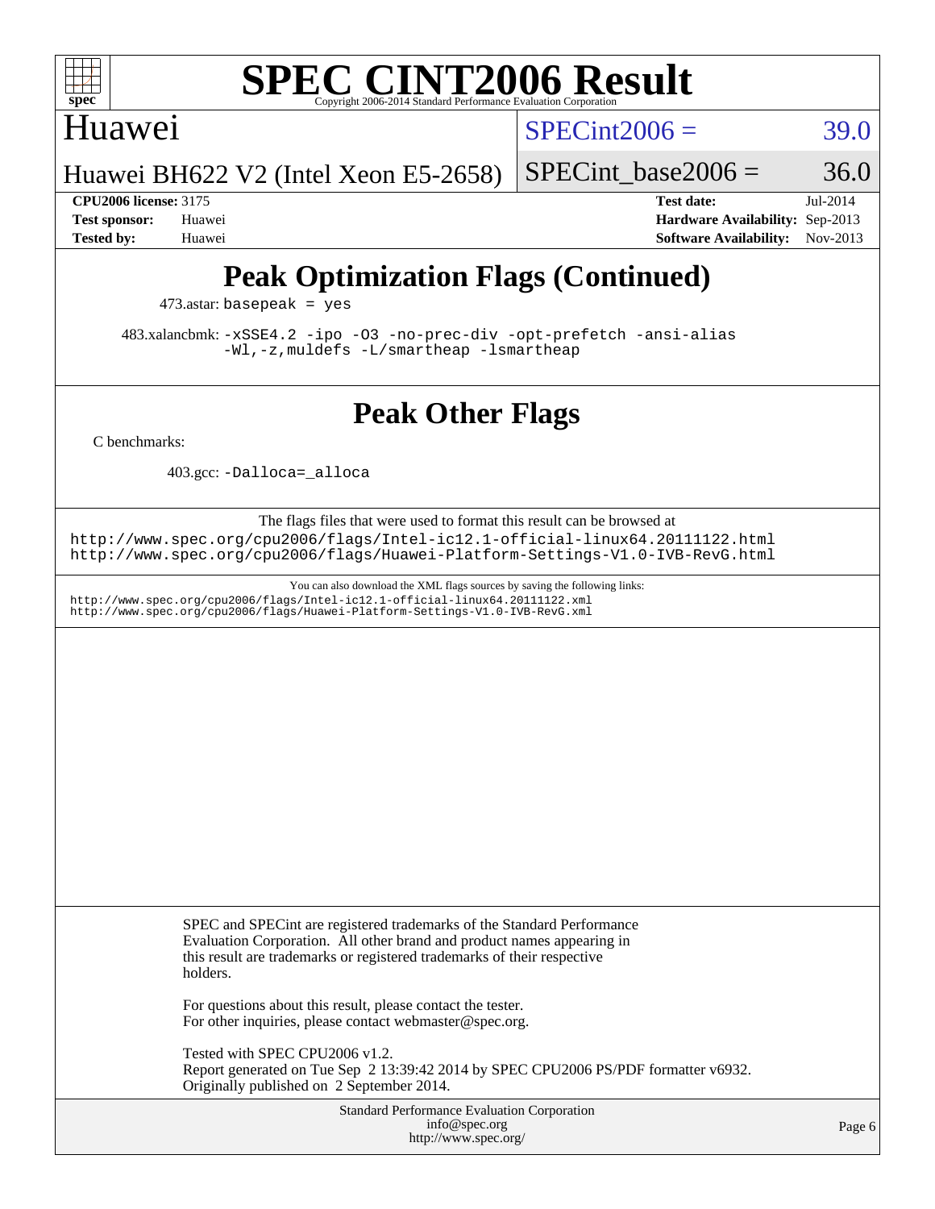## Peak Optimization Flags (Continued)

473.astar: basepeak = yes

483.xalancbmk: -xSSE4.2 -ipo -O3 -no-prec-div -opt-prefetch -ansi-alias -Wl,-z,muldefs -L/smartheap -lsmartheap

## Peak Other Flags

C benchmarks:

403.gcc: -Dalloca=_alloca

The flags files that were used to format this result can be browsed at
http://www.spec.org/cpu2006/flags/Intel-ic12.1-official-linux64.20111122.html
http://www.spec.org/cpu2006/flags/Huawei-Platform-Settings-V1.0-IVB-RevG.html

You can also download the XML flags sources by saving the following links:
http://www.spec.org/cpu2006/flags/Intel-ic12.1-official-linux64.20111122.xml
http://www.spec.org/cpu2006/flags/Huawei-Platform-Settings-V1.0-IVB-RevG.xml

SPEC and SPECint are registered trademarks of the Standard Performance Evaluation Corporation. All other brand and product names appearing in this result are trademarks or registered trademarks of their respective holders.

For questions about this result, please contact the tester.
For other inquiries, please contact webmaster@spec.org.

Tested with SPEC CPU2006 v1.2.
Report generated on Tue Sep 2 13:39:42 2014 by SPEC CPU2006 PS/PDF formatter v6932.
Originally published on 2 September 2014.